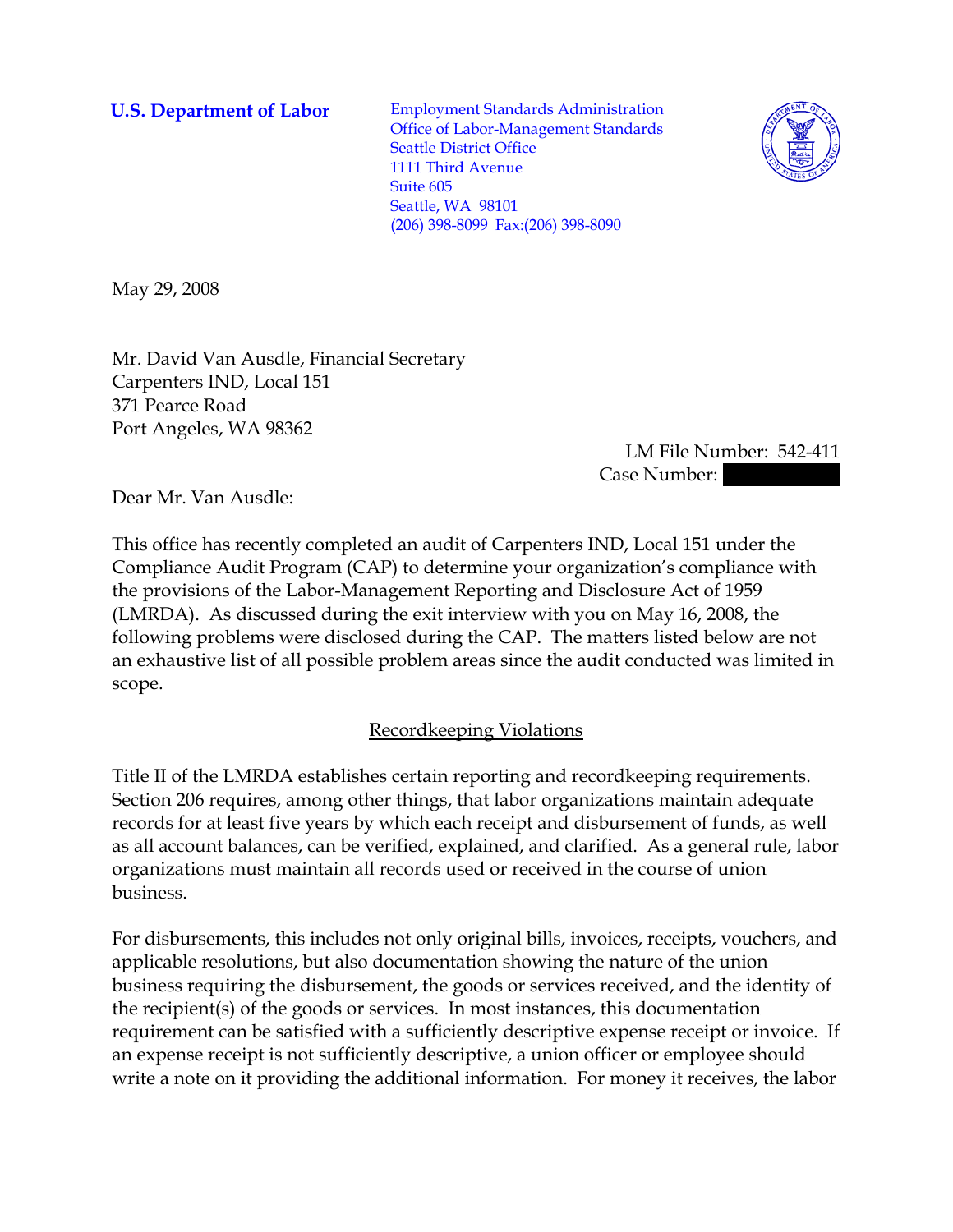**U.S. Department of Labor**

Employment Standards Administration
Office of Labor-Management Standards
Seattle District Office
1111 Third Avenue
Suite 605
Seattle, WA 98101
(206) 398-8099 Fax:(206) 398-8090

May 29, 2008

Mr. David Van Ausdle, Financial Secretary
Carpenters IND, Local 151
371 Pearce Road
Port Angeles, WA 98362

LM File Number: 542-411
Case Number:

Dear Mr. Van Ausdle:

This office has recently completed an audit of Carpenters IND, Local 151 under the Compliance Audit Program (CAP) to determine your organization's compliance with the provisions of the Labor-Management Reporting and Disclosure Act of 1959 (LMRDA). As discussed during the exit interview with you on May 16, 2008, the following problems were disclosed during the CAP. The matters listed below are not an exhaustive list of all possible problem areas since the audit conducted was limited in scope.

## Recordkeeping Violations

Title II of the LMRDA establishes certain reporting and recordkeeping requirements. Section 206 requires, among other things, that labor organizations maintain adequate records for at least five years by which each receipt and disbursement of funds, as well as all account balances, can be verified, explained, and clarified. As a general rule, labor organizations must maintain all records used or received in the course of union business.

For disbursements, this includes not only original bills, invoices, receipts, vouchers, and applicable resolutions, but also documentation showing the nature of the union business requiring the disbursement, the goods or services received, and the identity of the recipient(s) of the goods or services. In most instances, this documentation requirement can be satisfied with a sufficiently descriptive expense receipt or invoice. If an expense receipt is not sufficiently descriptive, a union officer or employee should write a note on it providing the additional information. For money it receives, the labor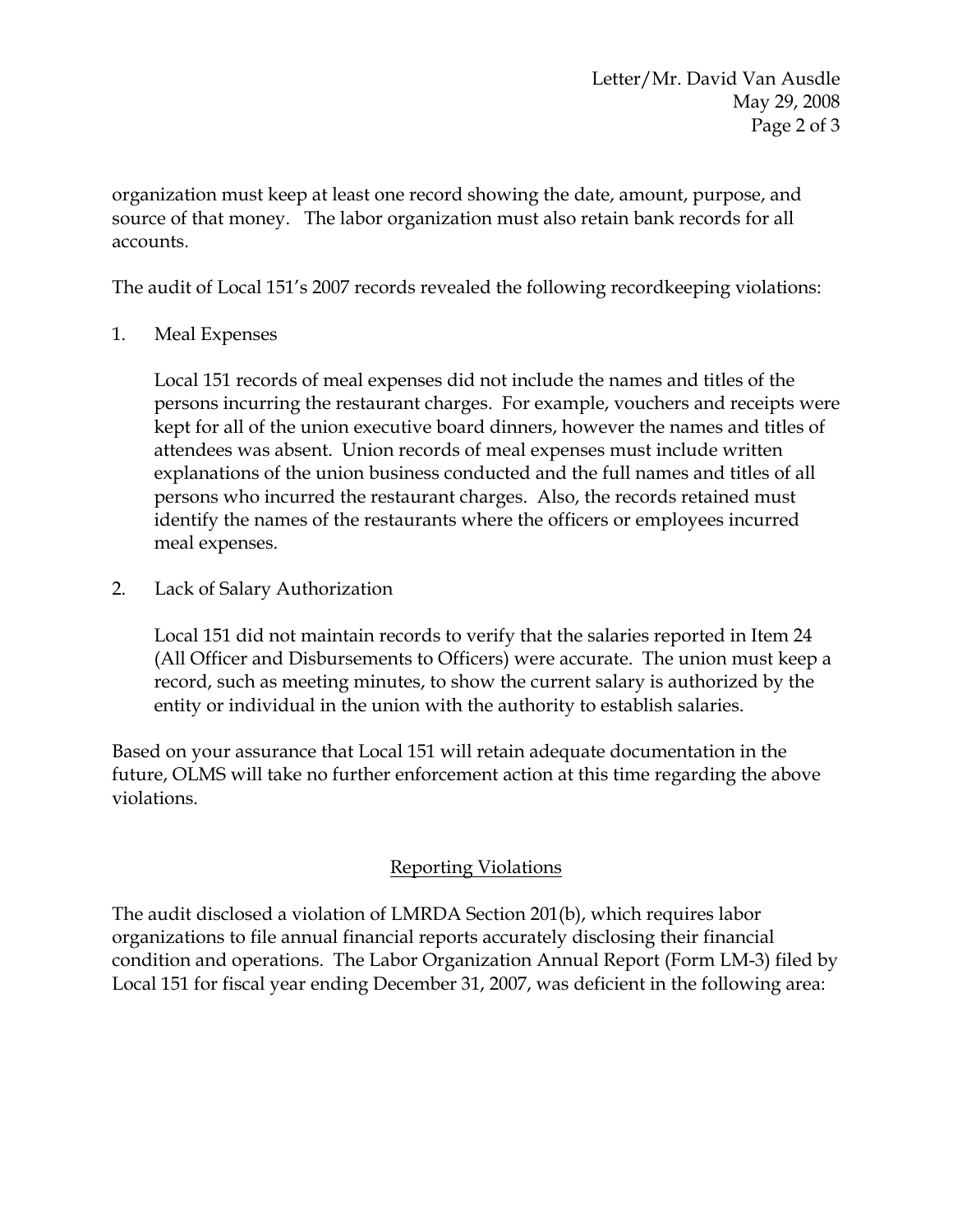organization must keep at least one record showing the date, amount, purpose, and source of that money. The labor organization must also retain bank records for all accounts.

The audit of Local 151's 2007 records revealed the following recordkeeping violations:

1. Meal Expenses

   Local 151 records of meal expenses did not include the names and titles of the persons incurring the restaurant charges. For example, vouchers and receipts were kept for all of the union executive board dinners, however the names and titles of attendees was absent. Union records of meal expenses must include written explanations of the union business conducted and the full names and titles of all persons who incurred the restaurant charges. Also, the records retained must identify the names of the restaurants where the officers or employees incurred meal expenses.

2. Lack of Salary Authorization

   Local 151 did not maintain records to verify that the salaries reported in Item 24 (All Officer and Disbursements to Officers) were accurate. The union must keep a record, such as meeting minutes, to show the current salary is authorized by the entity or individual in the union with the authority to establish salaries.

Based on your assurance that Local 151 will retain adequate documentation in the future, OLMS will take no further enforcement action at this time regarding the above violations.

## Reporting Violations

The audit disclosed a violation of LMRDA Section 201(b), which requires labor organizations to file annual financial reports accurately disclosing their financial condition and operations. The Labor Organization Annual Report (Form LM-3) filed by Local 151 for fiscal year ending December 31, 2007, was deficient in the following area: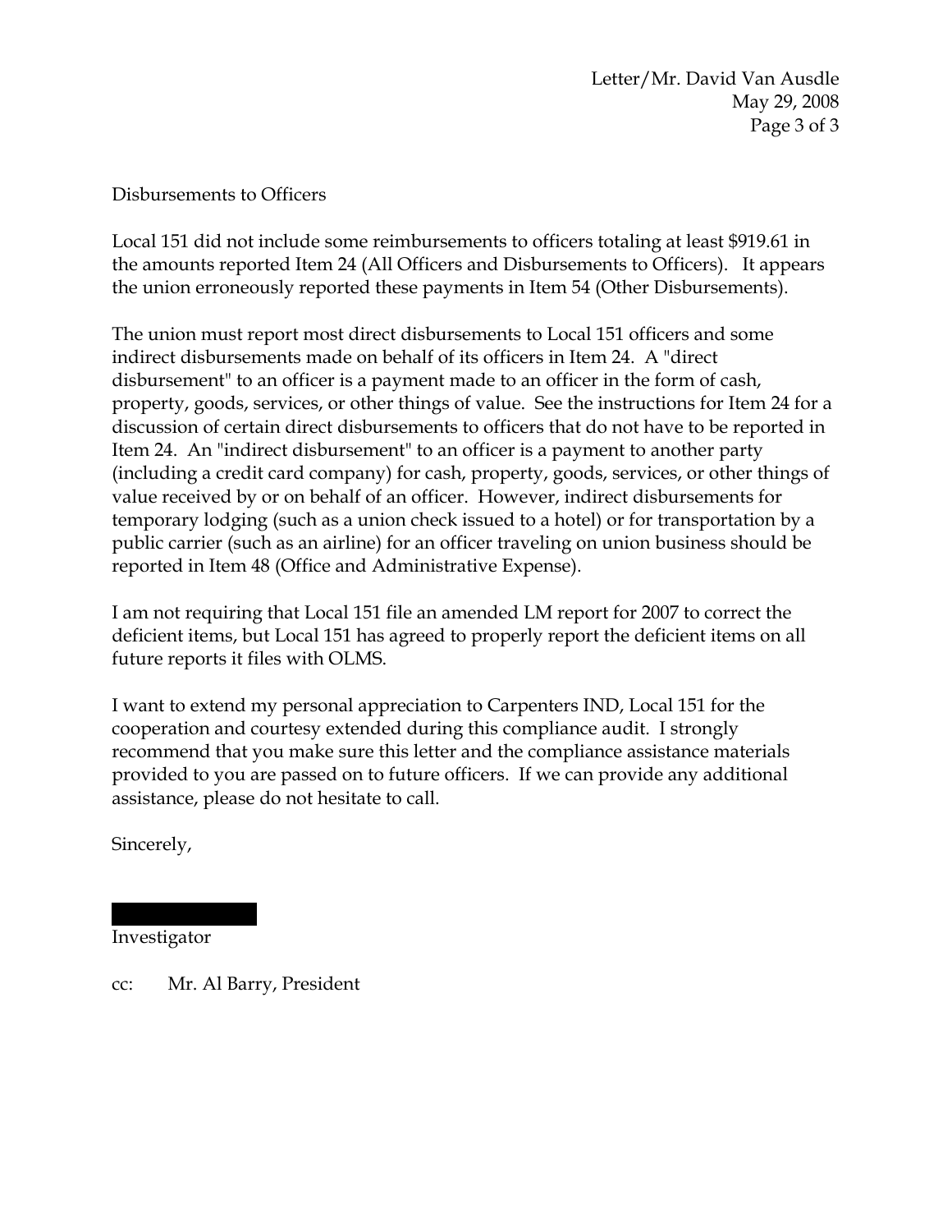Disbursements to Officers

Local 151 did not include some reimbursements to officers totaling at least $919.61 in the amounts reported Item 24 (All Officers and Disbursements to Officers). It appears the union erroneously reported these payments in Item 54 (Other Disbursements).

The union must report most direct disbursements to Local 151 officers and some indirect disbursements made on behalf of its officers in Item 24. A "direct disbursement" to an officer is a payment made to an officer in the form of cash, property, goods, services, or other things of value. See the instructions for Item 24 for a discussion of certain direct disbursements to officers that do not have to be reported in Item 24. An "indirect disbursement" to an officer is a payment to another party (including a credit card company) for cash, property, goods, services, or other things of value received by or on behalf of an officer. However, indirect disbursements for temporary lodging (such as a union check issued to a hotel) or for transportation by a public carrier (such as an airline) for an officer traveling on union business should be reported in Item 48 (Office and Administrative Expense).

I am not requiring that Local 151 file an amended LM report for 2007 to correct the deficient items, but Local 151 has agreed to properly report the deficient items on all future reports it files with OLMS.

I want to extend my personal appreciation to Carpenters IND, Local 151 for the cooperation and courtesy extended during this compliance audit. I strongly recommend that you make sure this letter and the compliance assistance materials provided to you are passed on to future officers. If we can provide any additional assistance, please do not hesitate to call.

Sincerely,

Investigator

cc: Mr. Al Barry, President